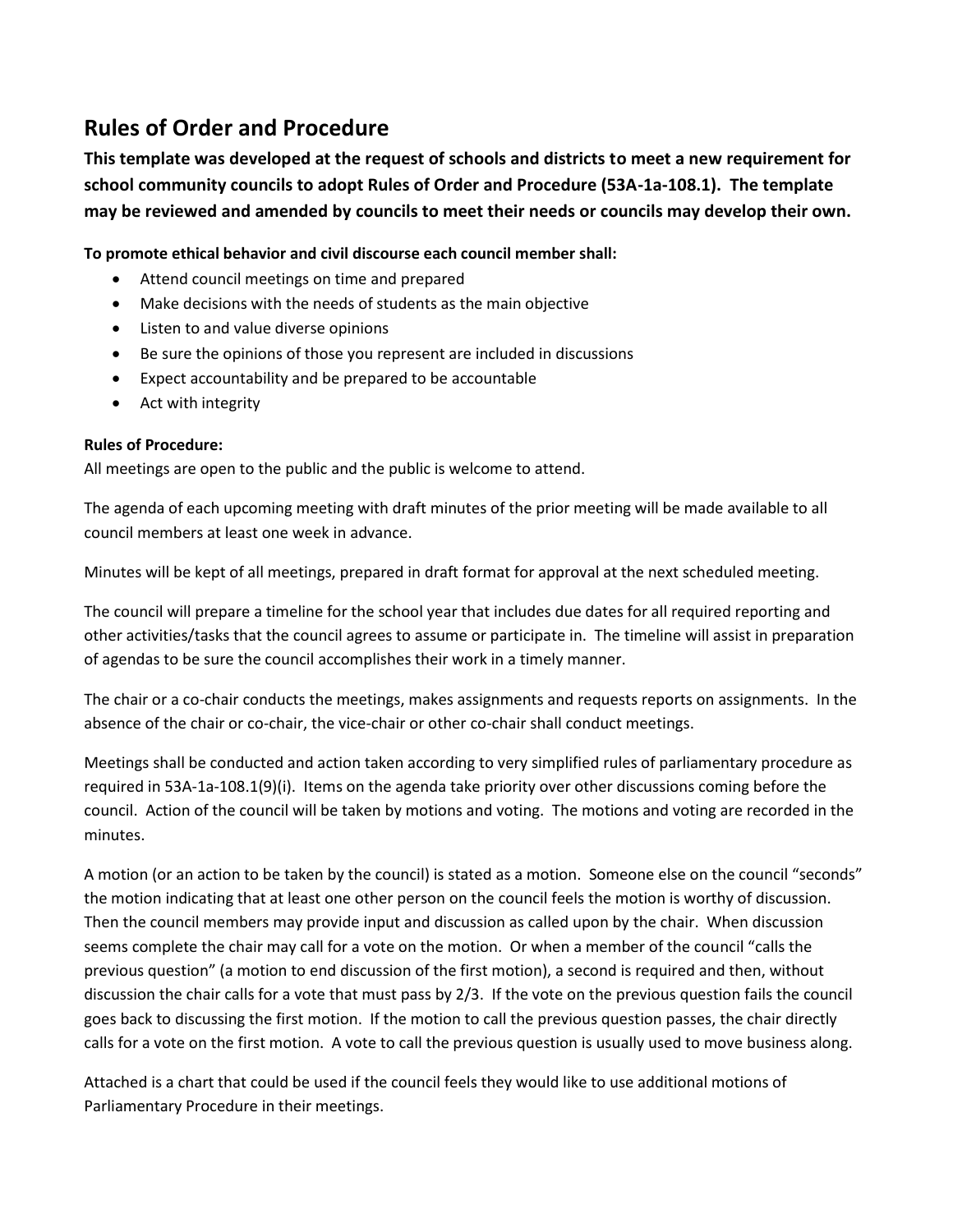# Rules of Order and Procedure

**This template was developed at the request of schools and districts to meet a new requirement for school community councils to adopt Rules of Order and Procedure (53A-1a-108.1). The template may be reviewed and amended by councils to meet their needs or councils may develop their own.**

**To promote ethical behavior and civil discourse each council member shall:**

- Attend council meetings on time and prepared
- Make decisions with the needs of students as the main objective
- Listen to and value diverse opinions
- Be sure the opinions of those you represent are included in discussions
- Expect accountability and be prepared to be accountable
- Act with integrity

**Rules of Procedure:**

All meetings are open to the public and the public is welcome to attend.

The agenda of each upcoming meeting with draft minutes of the prior meeting will be made available to all council members at least one week in advance.

Minutes will be kept of all meetings, prepared in draft format for approval at the next scheduled meeting.

The council will prepare a timeline for the school year that includes due dates for all required reporting and other activities/tasks that the council agrees to assume or participate in. The timeline will assist in preparation of agendas to be sure the council accomplishes their work in a timely manner.

The chair or a co-chair conducts the meetings, makes assignments and requests reports on assignments. In the absence of the chair or co-chair, the vice-chair or other co-chair shall conduct meetings.

Meetings shall be conducted and action taken according to very simplified rules of parliamentary procedure as required in 53A-1a-108.1(9)(i). Items on the agenda take priority over other discussions coming before the council. Action of the council will be taken by motions and voting. The motions and voting are recorded in the minutes.

A motion (or an action to be taken by the council) is stated as a motion. Someone else on the council "seconds" the motion indicating that at least one other person on the council feels the motion is worthy of discussion. Then the council members may provide input and discussion as called upon by the chair. When discussion seems complete the chair may call for a vote on the motion. Or when a member of the council "calls the previous question" (a motion to end discussion of the first motion), a second is required and then, without discussion the chair calls for a vote that must pass by 2/3. If the vote on the previous question fails the council goes back to discussing the first motion. If the motion to call the previous question passes, the chair directly calls for a vote on the first motion. A vote to call the previous question is usually used to move business along.

Attached is a chart that could be used if the council feels they would like to use additional motions of Parliamentary Procedure in their meetings.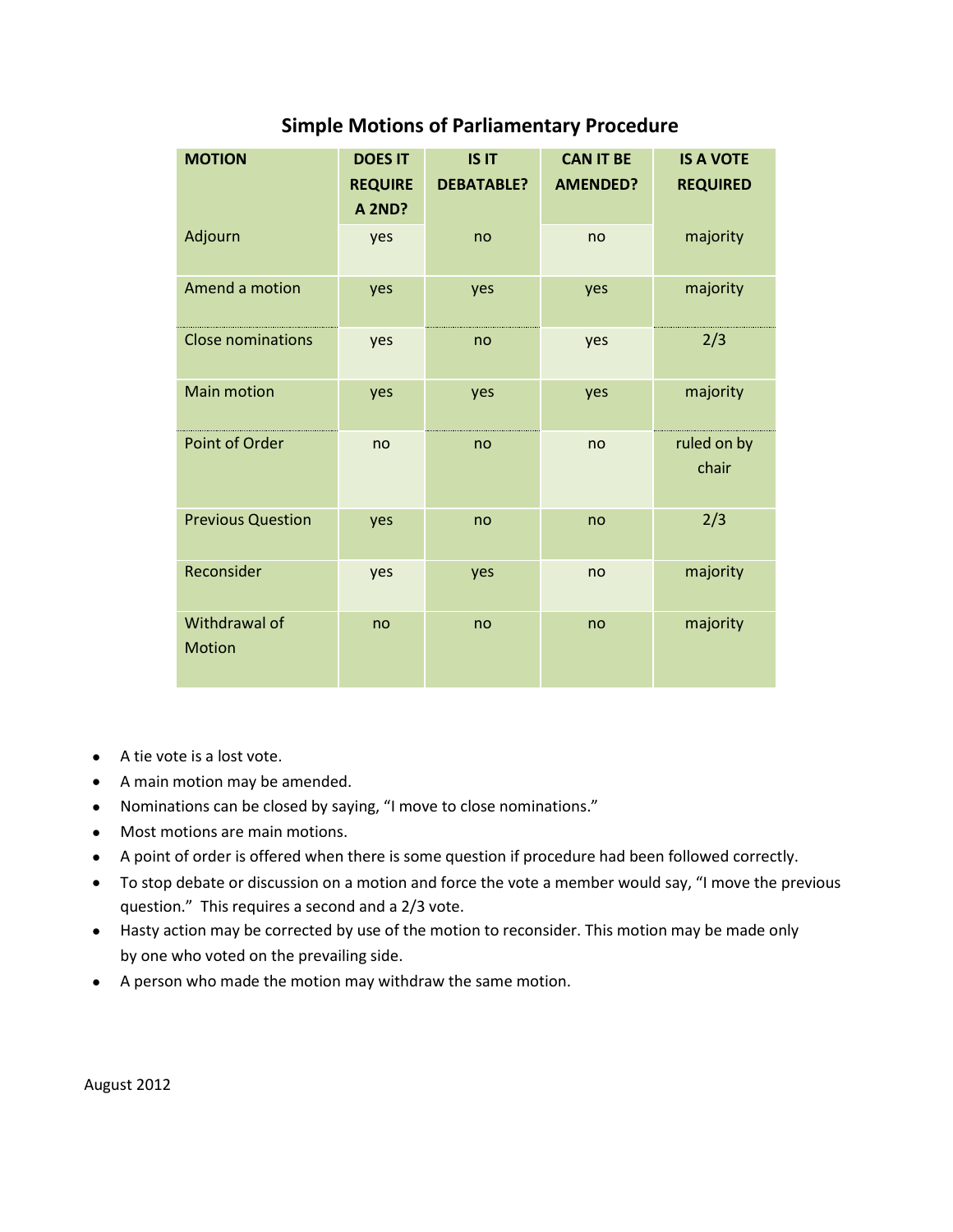## Simple Motions of Parliamentary Procedure

| MOTION | DOES IT REQUIRE A 2ND? | IS IT DEBATABLE? | CAN IT BE AMENDED? | IS A VOTE REQUIRED |
|---|---|---|---|---|
| Adjourn | yes | no | no | majority |
| Amend a motion | yes | yes | yes | majority |
| Close nominations | yes | no | yes | 2/3 |
| Main motion | yes | yes | yes | majority |
| Point of Order | no | no | no | ruled on by chair |
| Previous Question | yes | no | no | 2/3 |
| Reconsider | yes | yes | no | majority |
| Withdrawal of Motion | no | no | no | majority |

- A tie vote is a lost vote.
- A main motion may be amended.
- Nominations can be closed by saying, "I move to close nominations."
- Most motions are main motions.
- A point of order is offered when there is some question if procedure had been followed correctly.
- To stop debate or discussion on a motion and force the vote a member would say, "I move the previous question." This requires a second and a 2/3 vote.
- Hasty action may be corrected by use of the motion to reconsider. This motion may be made only by one who voted on the prevailing side.
- A person who made the motion may withdraw the same motion.

August 2012